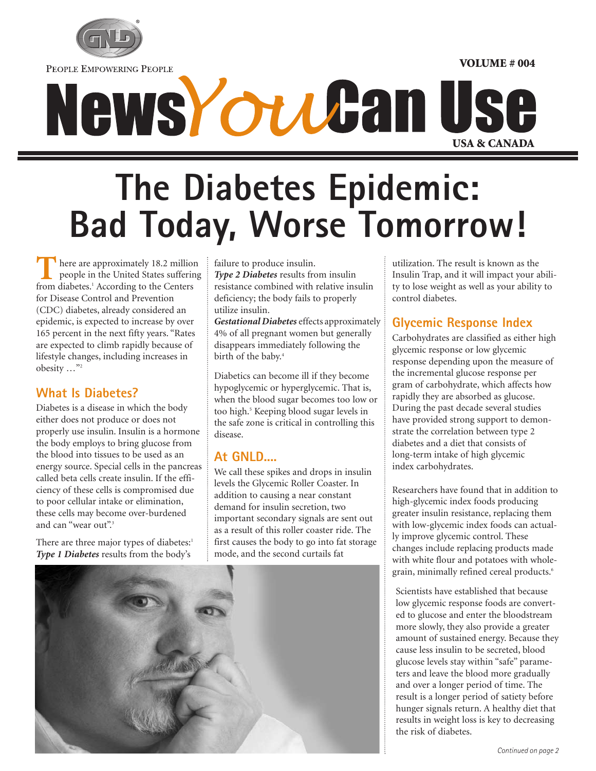GNLD®

PEOPLE EMPOWERING PEOPLE

VOLUME # 004

# NewsYouCan Use

USA & CANADA

# The Diabetes Epidemic: Bad Today, Worse Tomorrow!

There are approximately 18.2 million people in the United States suffering from diabetes.[1] According to the Centers for Disease Control and Prevention (CDC) diabetes, already considered an epidemic, is expected to increase by over 165 percent in the next fifty years. "Rates are expected to climb rapidly because of lifestyle changes, including increases in obesity …"[2]

## What Is Diabetes?

Diabetes is a disease in which the body either does not produce or does not properly use insulin. Insulin is a hormone the body employs to bring glucose from the blood into tissues to be used as an energy source. Special cells in the pancreas called beta cells create insulin. If the efficiency of these cells is compromised due to poor cellular intake or elimination, these cells may become over-burdened and can "wear out".[3]

There are three major types of diabetes:[1]
***Type 1 Diabetes*** results from the body's failure to produce insulin.
***Type 2 Diabetes*** results from insulin resistance combined with relative insulin deficiency; the body fails to properly utilize insulin.
***Gestational Diabetes*** effects approximately 4% of all pregnant women but generally disappears immediately following the birth of the baby.[4]

Diabetics can become ill if they become hypoglycemic or hyperglycemic. That is, when the blood sugar becomes too low or too high.[5] Keeping blood sugar levels in the safe zone is critical in controlling this disease.

## At GNLD....

We call these spikes and drops in insulin levels the Glycemic Roller Coaster. In addition to causing a near constant demand for insulin secretion, two important secondary signals are sent out as a result of this roller coaster ride. The first causes the body to go into fat storage mode, and the second curtails fat utilization. The result is known as the Insulin Trap, and it will impact your ability to lose weight as well as your ability to control diabetes.

## Glycemic Response Index

Carbohydrates are classified as either high glycemic response or low glycemic response depending upon the measure of the incremental glucose response per gram of carbohydrate, which affects how rapidly they are absorbed as glucose. During the past decade several studies have provided strong support to demonstrate the correlation between type 2 diabetes and a diet that consists of long-term intake of high glycemic index carbohydrates.

Researchers have found that in addition to high-glycemic index foods producing greater insulin resistance, replacing them with low-glycemic index foods can actually improve glycemic control. These changes include replacing products made with white flour and potatoes with whole-grain, minimally refined cereal products.[6]

Scientists have established that because low glycemic response foods are converted to glucose and enter the bloodstream more slowly, they also provide a greater amount of sustained energy. Because they cause less insulin to be secreted, blood glucose levels stay within "safe" parameters and leave the blood more gradually and over a longer period of time. The result is a longer period of satiety before hunger signals return. A healthy diet that results in weight loss is key to decreasing the risk of diabetes.

*Continued on page 2*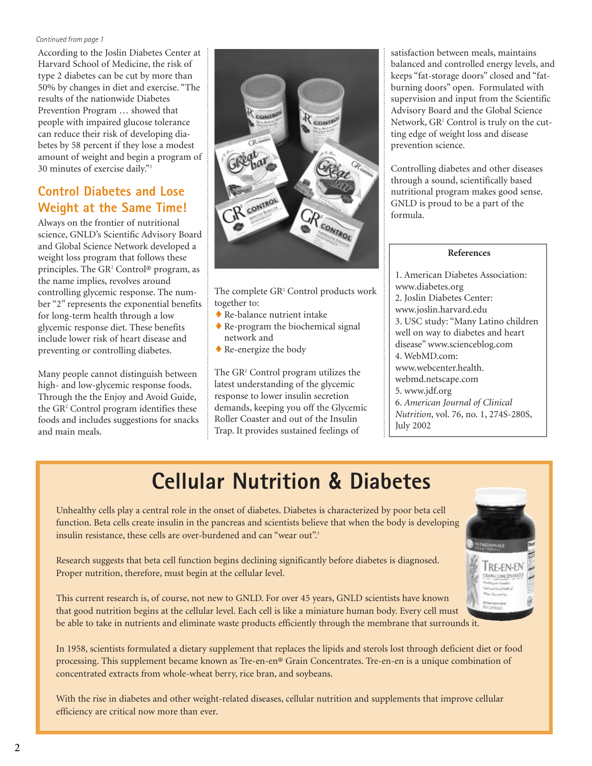*Continued from page 1*

According to the Joslin Diabetes Center at Harvard School of Medicine, the risk of type 2 diabetes can be cut by more than 50% by changes in diet and exercise. "The results of the nationwide Diabetes Prevention Program … showed that people with impaired glucose tolerance can reduce their risk of developing diabetes by 58 percent if they lose a modest amount of weight and begin a program of 30 minutes of exercise daily."[2]

## Control Diabetes and Lose Weight at the Same Time!

Always on the frontier of nutritional science, GNLD's Scientific Advisory Board and Global Science Network developed a weight loss program that follows these principles. The GR² Control® program, as the name implies, revolves around controlling glycemic response. The number "2" represents the exponential benefits for long-term health through a low glycemic response diet. These benefits include lower risk of heart disease and preventing or controlling diabetes.

Many people cannot distinguish between high- and low-glycemic response foods. Through the the Enjoy and Avoid Guide, the GR² Control program identifies these foods and includes suggestions for snacks and main meals.

The complete GR² Control products work together to:

- Re-balance nutrient intake
- Re-program the biochemical signal network and
- Re-energize the body

The GR² Control program utilizes the latest understanding of the glycemic response to lower insulin secretion demands, keeping you off the Glycemic Roller Coaster and out of the Insulin Trap. It provides sustained feelings of satisfaction between meals, maintains balanced and controlled energy levels, and keeps "fat-storage doors" closed and "fat-burning doors" open. Formulated with supervision and input from the Scientific Advisory Board and the Global Science Network, GR² Control is truly on the cutting edge of weight loss and disease prevention science.

Controlling diabetes and other diseases through a sound, scientifically based nutritional program makes good sense. GNLD is proud to be a part of the formula.

**References**

1. American Diabetes Association: www.diabetes.org
2. Joslin Diabetes Center: www.joslin.harvard.edu
3. USC study: "Many Latino children well on way to diabetes and heart disease" www.scienceblog.com
4. WebMD.com: www.webcenter.health.webmd.netscape.com
5. www.jdf.org
6. *American Journal of Clinical Nutrition*, vol. 76, no. 1, 274S-280S, July 2002

# Cellular Nutrition & Diabetes

Unhealthy cells play a central role in the onset of diabetes. Diabetes is characterized by poor beta cell function. Beta cells create insulin in the pancreas and scientists believe that when the body is developing insulin resistance, these cells are over-burdened and can "wear out".[3]

Research suggests that beta cell function begins declining significantly before diabetes is diagnosed. Proper nutrition, therefore, must begin at the cellular level.

This current research is, of course, not new to GNLD. For over 45 years, GNLD scientists have known that good nutrition begins at the cellular level. Each cell is like a miniature human body. Every cell must be able to take in nutrients and eliminate waste products efficiently through the membrane that surrounds it.

In 1958, scientists formulated a dietary supplement that replaces the lipids and sterols lost through deficient diet or food processing. This supplement became known as Tre-en-en® Grain Concentrates. Tre-en-en is a unique combination of concentrated extracts from whole-wheat berry, rice bran, and soybeans.

With the rise in diabetes and other weight-related diseases, cellular nutrition and supplements that improve cellular efficiency are critical now more than ever.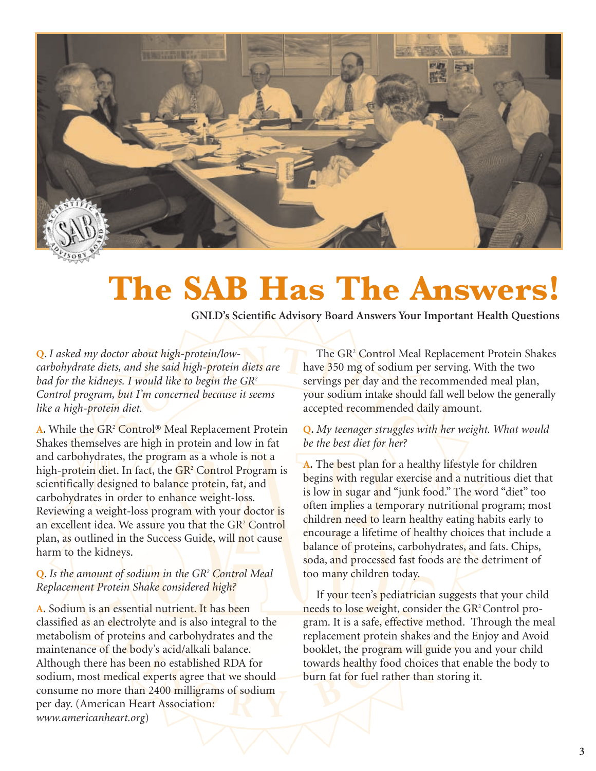# The SAB Has The Answers!

**GNLD's Scientific Advisory Board Answers Your Important Health Questions**

**Q**. *I asked my doctor about high-protein/low-carbohydrate diets, and she said high-protein diets are bad for the kidneys. I would like to begin the GR² Control program, but I'm concerned because it seems like a high-protein diet.*

**A.** While the GR² Control® Meal Replacement Protein Shakes themselves are high in protein and low in fat and carbohydrates, the program as a whole is not a high-protein diet. In fact, the GR² Control Program is scientifically designed to balance protein, fat, and carbohydrates in order to enhance weight-loss. Reviewing a weight-loss program with your doctor is an excellent idea. We assure you that the GR² Control plan, as outlined in the Success Guide, will not cause harm to the kidneys.

**Q**. *Is the amount of sodium in the GR² Control Meal Replacement Protein Shake considered high?*

**A.** Sodium is an essential nutrient. It has been classified as an electrolyte and is also integral to the metabolism of proteins and carbohydrates and the maintenance of the body's acid/alkali balance. Although there has been no established RDA for sodium, most medical experts agree that we should consume no more than 2400 milligrams of sodium per day. (American Heart Association: *www.americanheart.org*)

The GR² Control Meal Replacement Protein Shakes have 350 mg of sodium per serving. With the two servings per day and the recommended meal plan, your sodium intake should fall well below the generally accepted recommended daily amount.

**Q**. *My teenager struggles with her weight. What would be the best diet for her?*

**A.** The best plan for a healthy lifestyle for children begins with regular exercise and a nutritious diet that is low in sugar and "junk food." The word "diet" too often implies a temporary nutritional program; most children need to learn healthy eating habits early to encourage a lifetime of healthy choices that include a balance of proteins, carbohydrates, and fats. Chips, soda, and processed fast foods are the detriment of too many children today.

If your teen's pediatrician suggests that your child needs to lose weight, consider the GR² Control program. It is a safe, effective method. Through the meal replacement protein shakes and the Enjoy and Avoid booklet, the program will guide you and your child towards healthy food choices that enable the body to burn fat for fuel rather than storing it.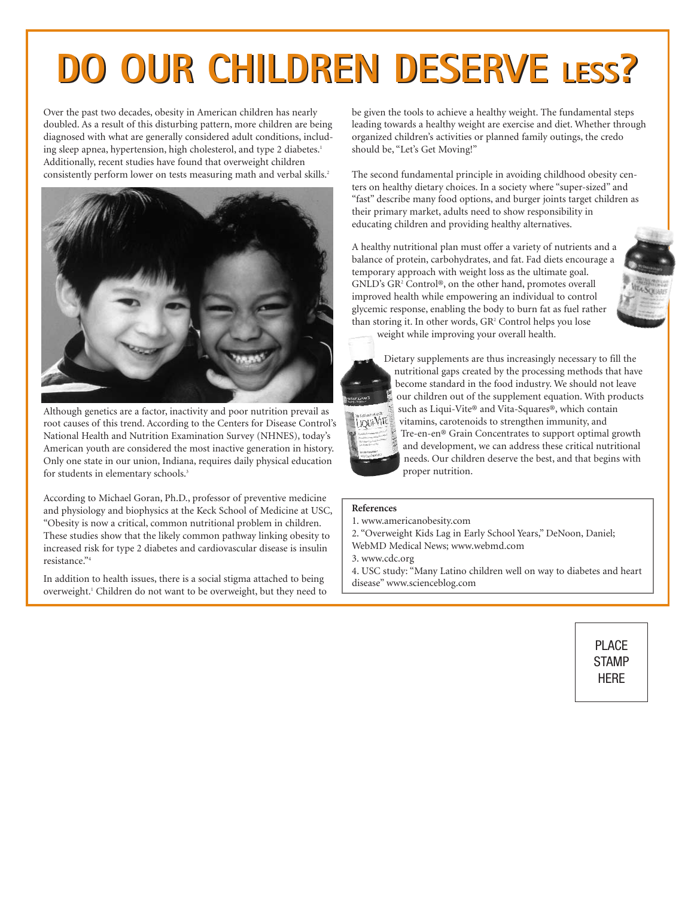# DO OUR CHILDREN DESERVE LESS?

Over the past two decades, obesity in American children has nearly doubled. As a result of this disturbing pattern, more children are being diagnosed with what are generally considered adult conditions, including sleep apnea, hypertension, high cholesterol, and type 2 diabetes.[1] Additionally, recent studies have found that overweight children consistently perform lower on tests measuring math and verbal skills.[2]

Although genetics are a factor, inactivity and poor nutrition prevail as root causes of this trend. According to the Centers for Disease Control's National Health and Nutrition Examination Survey (NHNES), today's American youth are considered the most inactive generation in history. Only one state in our union, Indiana, requires daily physical education for students in elementary schools.[3]

According to Michael Goran, Ph.D., professor of preventive medicine and physiology and biophysics at the Keck School of Medicine at USC, "Obesity is now a critical, common nutritional problem in children. These studies show that the likely common pathway linking obesity to increased risk for type 2 diabetes and cardiovascular disease is insulin resistance."[4]

In addition to health issues, there is a social stigma attached to being overweight.[1] Children do not want to be overweight, but they need to be given the tools to achieve a healthy weight. The fundamental steps leading towards a healthy weight are exercise and diet. Whether through organized children's activities or planned family outings, the credo should be, "Let's Get Moving!"

The second fundamental principle in avoiding childhood obesity centers on healthy dietary choices. In a society where "super-sized" and "fast" describe many food options, and burger joints target children as their primary market, adults need to show responsibility in educating children and providing healthy alternatives.

A healthy nutritional plan must offer a variety of nutrients and a balance of protein, carbohydrates, and fat. Fad diets encourage a temporary approach with weight loss as the ultimate goal. GNLD's GR[2] Control®, on the other hand, promotes overall improved health while empowering an individual to control glycemic response, enabling the body to burn fat as fuel rather than storing it. In other words, GR[2] Control helps you lose weight while improving your overall health.

Dietary supplements are thus increasingly necessary to fill the nutritional gaps created by the processing methods that have become standard in the food industry. We should not leave our children out of the supplement equation. With products such as Liqui-Vite® and Vita-Squares®, which contain vitamins, carotenoids to strengthen immunity, and Tre-en-en® Grain Concentrates to support optimal growth and development, we can address these critical nutritional needs. Our children deserve the best, and that begins with proper nutrition.

**References**

1. www.americanobesity.com
2. "Overweight Kids Lag in Early School Years," DeNoon, Daniel; WebMD Medical News; www.webmd.com
3. www.cdc.org
4. USC study: "Many Latino children well on way to diabetes and heart disease" www.scienceblog.com

PLACE STAMP HERE